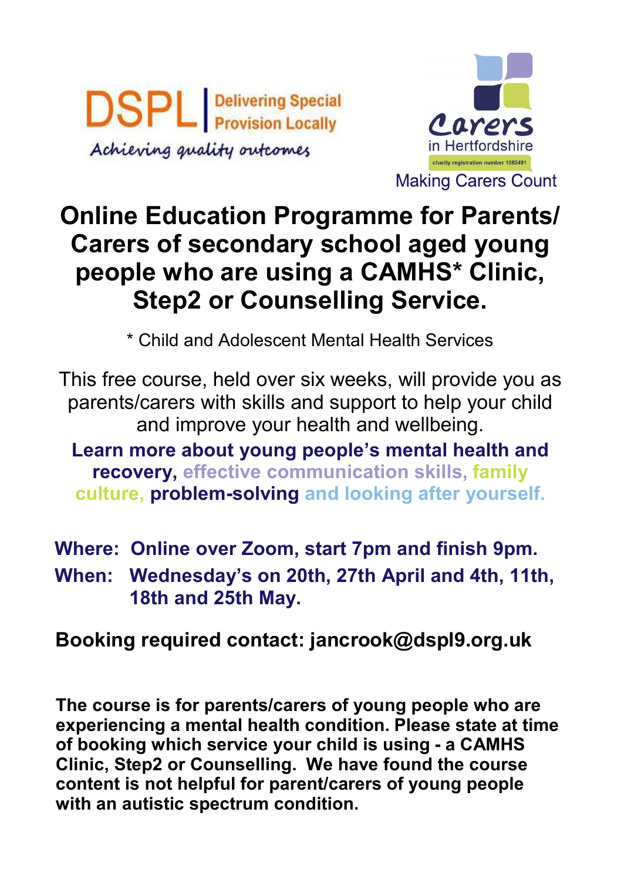DSPL | Delivering Special Provision Locally

*Achieving quality outcomes*

Carers in Hertfordshire

charity registration number 1085491

Making Carers Count

# Online Education Programme for Parents/ Carers of secondary school aged young people who are using a CAMHS* Clinic, Step2 or Counselling Service.

* Child and Adolescent Mental Health Services

This free course, held over six weeks, will provide you as parents/carers with skills and support to help your child and improve your health and wellbeing.

**Learn more about young people's mental health and recovery, effective communication skills, family culture, problem-solving and looking after yourself.**

**Where: Online over Zoom, start 7pm and finish 9pm.**

**When: Wednesday's on 20th, 27th April and 4th, 11th, 18th and 25th May.**

**Booking required contact: jancrook@dspl9.org.uk**

**The course is for parents/carers of young people who are experiencing a mental health condition. Please state at time of booking which service your child is using - a CAMHS Clinic, Step2 or Counselling. We have found the course content is not helpful for parent/carers of young people with an autistic spectrum condition.**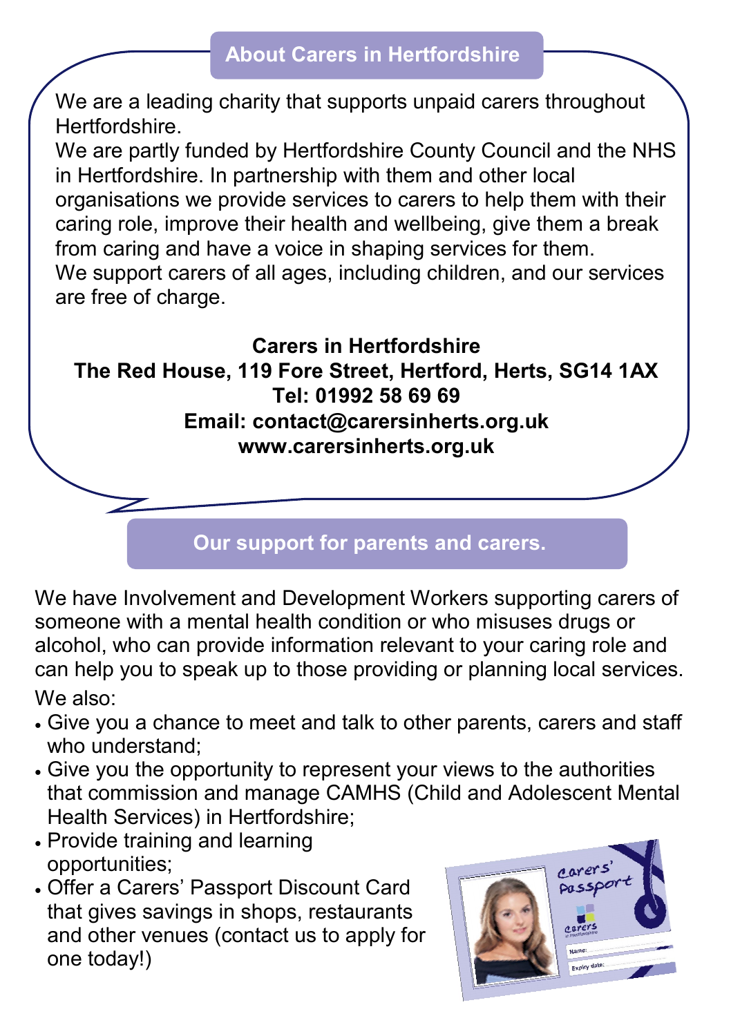## About Carers in Hertfordshire

We are a leading charity that supports unpaid carers throughout Hertfordshire.

We are partly funded by Hertfordshire County Council and the NHS in Hertfordshire. In partnership with them and other local organisations we provide services to carers to help them with their caring role, improve their health and wellbeing, give them a break from caring and have a voice in shaping services for them.

We support carers of all ages, including children, and our services are free of charge.

**Carers in Hertfordshire**
**The Red House, 119 Fore Street, Hertford, Herts, SG14 1AX**
**Tel: 01992 58 69 69**
**Email: contact@carersinherts.org.uk**
**www.carersinherts.org.uk**

## Our support for parents and carers.

We have Involvement and Development Workers supporting carers of someone with a mental health condition or who misuses drugs or alcohol, who can provide information relevant to your caring role and can help you to speak up to those providing or planning local services.

We also:

- Give you a chance to meet and talk to other parents, carers and staff who understand;
- Give you the opportunity to represent your views to the authorities that commission and manage CAMHS (Child and Adolescent Mental Health Services) in Hertfordshire;
- Provide training and learning opportunities;
- Offer a Carers' Passport Discount Card that gives savings in shops, restaurants and other venues (contact us to apply for one today!)